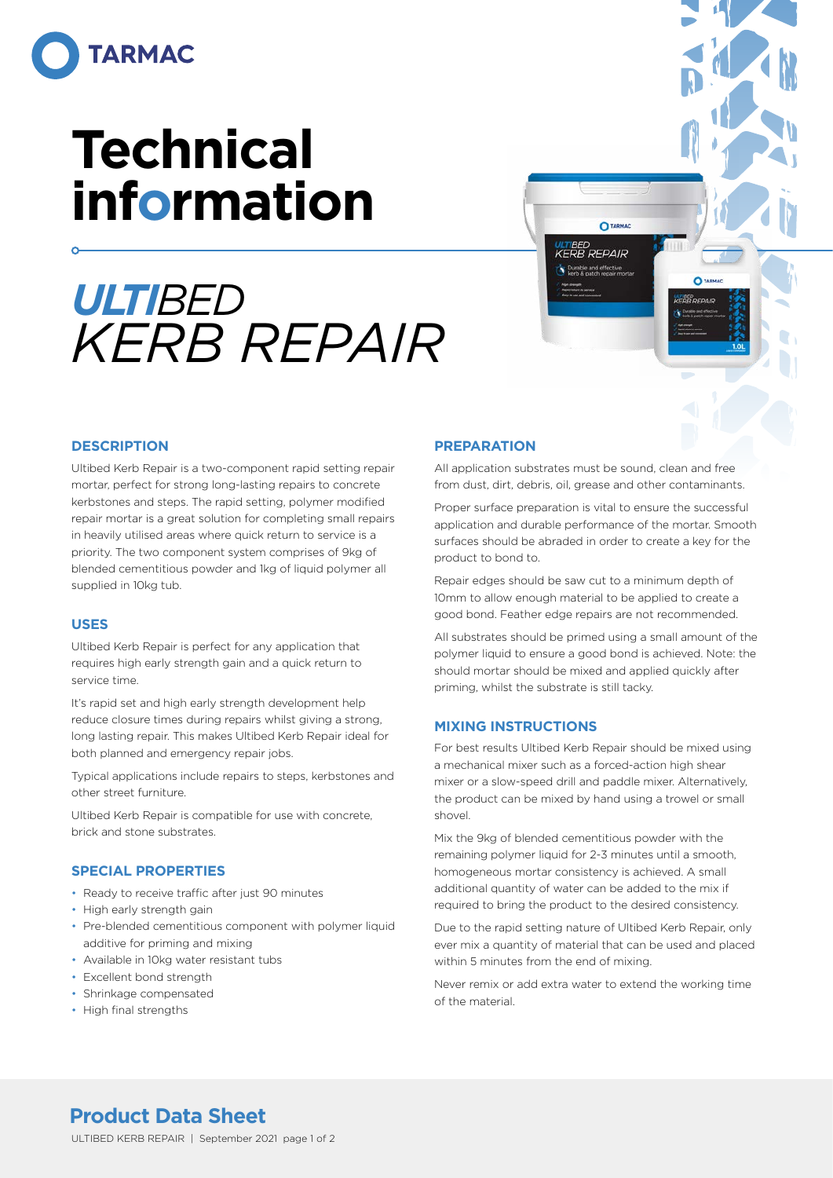TARMAC

# Technical information

# *ULTIBED KERB REPAIR*

## DESCRIPTION

Ultibed Kerb Repair is a two-component rapid setting repair mortar, perfect for strong long-lasting repairs to concrete kerbstones and steps. The rapid setting, polymer modified repair mortar is a great solution for completing small repairs in heavily utilised areas where quick return to service is a priority. The two component system comprises of 9kg of blended cementitious powder and 1kg of liquid polymer all supplied in 10kg tub.

## USES

Ultibed Kerb Repair is perfect for any application that requires high early strength gain and a quick return to service time.

It's rapid set and high early strength development help reduce closure times during repairs whilst giving a strong, long lasting repair. This makes Ultibed Kerb Repair ideal for both planned and emergency repair jobs.

Typical applications include repairs to steps, kerbstones and other street furniture.

Ultibed Kerb Repair is compatible for use with concrete, brick and stone substrates.

## SPECIAL PROPERTIES

- Ready to receive traffic after just 90 minutes
- High early strength gain
- Pre-blended cementitious component with polymer liquid additive for priming and mixing
- Available in 10kg water resistant tubs
- Excellent bond strength
- Shrinkage compensated
- High final strengths

## PREPARATION

All application substrates must be sound, clean and free from dust, dirt, debris, oil, grease and other contaminants.

Proper surface preparation is vital to ensure the successful application and durable performance of the mortar. Smooth surfaces should be abraded in order to create a key for the product to bond to.

Repair edges should be saw cut to a minimum depth of 10mm to allow enough material to be applied to create a good bond. Feather edge repairs are not recommended.

All substrates should be primed using a small amount of the polymer liquid to ensure a good bond is achieved. Note: the should mortar should be mixed and applied quickly after priming, whilst the substrate is still tacky.

## MIXING INSTRUCTIONS

For best results Ultibed Kerb Repair should be mixed using a mechanical mixer such as a forced-action high shear mixer or a slow-speed drill and paddle mixer. Alternatively, the product can be mixed by hand using a trowel or small shovel.

Mix the 9kg of blended cementitious powder with the remaining polymer liquid for 2-3 minutes until a smooth, homogeneous mortar consistency is achieved. A small additional quantity of water can be added to the mix if required to bring the product to the desired consistency.

Due to the rapid setting nature of Ultibed Kerb Repair, only ever mix a quantity of material that can be used and placed within 5 minutes from the end of mixing.

Never remix or add extra water to extend the working time of the material.

**Product Data Sheet**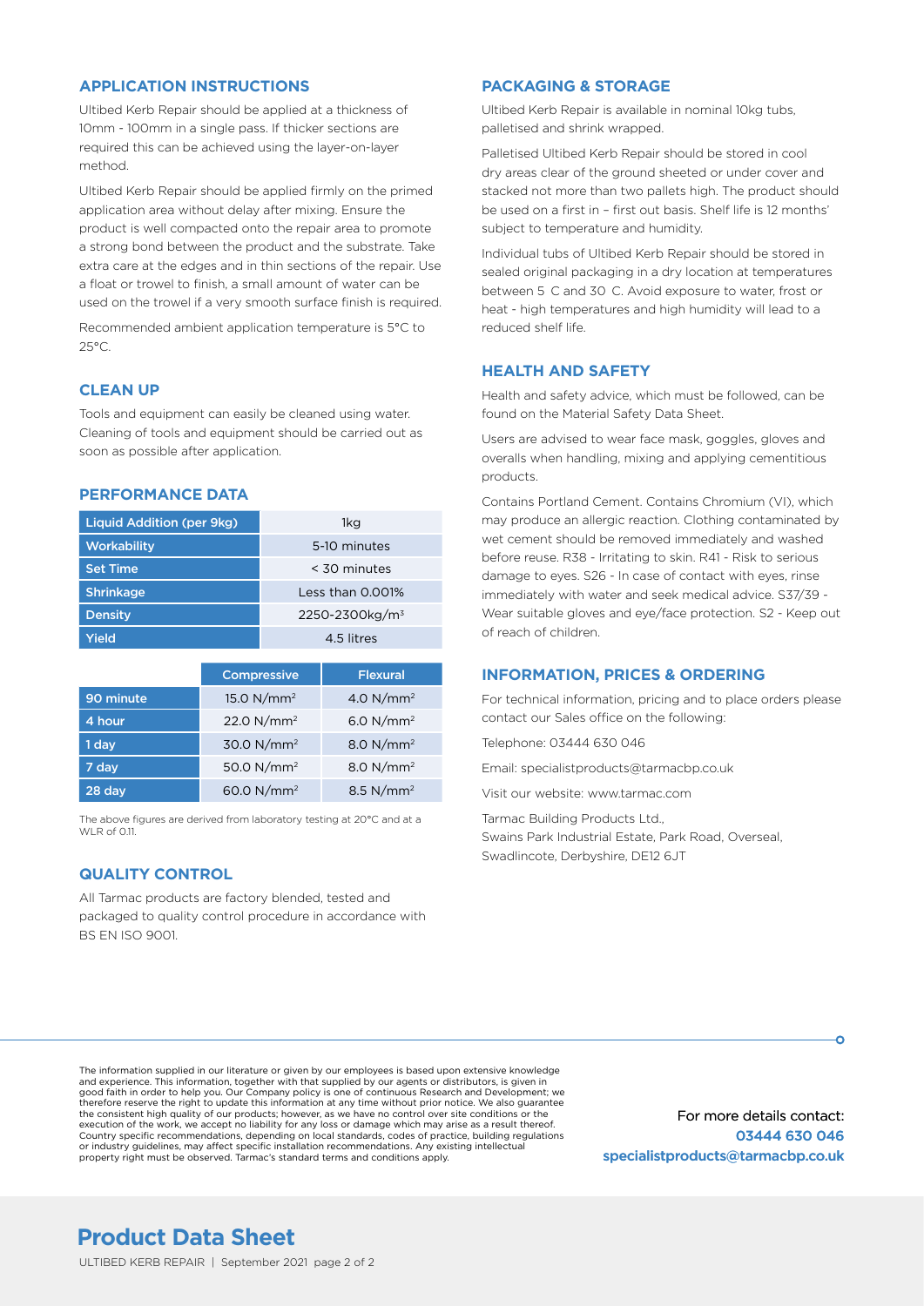## APPLICATION INSTRUCTIONS

Ultibed Kerb Repair should be applied at a thickness of 10mm - 100mm in a single pass. If thicker sections are required this can be achieved using the layer-on-layer method.

Ultibed Kerb Repair should be applied firmly on the primed application area without delay after mixing. Ensure the product is well compacted onto the repair area to promote a strong bond between the product and the substrate. Take extra care at the edges and in thin sections of the repair. Use a float or trowel to finish, a small amount of water can be used on the trowel if a very smooth surface finish is required.

Recommended ambient application temperature is 5°C to 25°C.

## CLEAN UP

Tools and equipment can easily be cleaned using water. Cleaning of tools and equipment should be carried out as soon as possible after application.

## PERFORMANCE DATA

| | |
|---|---|
| Liquid Addition (per 9kg) | 1kg |
| Workability | 5-10 minutes |
| Set Time | < 30 minutes |
| Shrinkage | Less than 0.001% |
| Density | 2250-2300kg/m$^3$ |
| Yield | 4.5 litres |

| | Compressive | Flexural |
|---|---|---|
| 90 minute | 15.0 N/mm$^2$ | 4.0 N/mm$^2$ |
| 4 hour | 22.0 N/mm$^2$ | 6.0 N/mm$^2$ |
| 1 day | 30.0 N/mm$^2$ | 8.0 N/mm$^2$ |
| 7 day | 50.0 N/mm$^2$ | 8.0 N/mm$^2$ |
| 28 day | 60.0 N/mm$^2$ | 8.5 N/mm$^2$ |

The above figures are derived from laboratory testing at 20°C and at a WLR of 0.11.

## QUALITY CONTROL

All Tarmac products are factory blended, tested and packaged to quality control procedure in accordance with BS EN ISO 9001.

## PACKAGING & STORAGE

Ultibed Kerb Repair is available in nominal 10kg tubs, palletised and shrink wrapped.

Palletised Ultibed Kerb Repair should be stored in cool dry areas clear of the ground sheeted or under cover and stacked not more than two pallets high. The product should be used on a first in – first out basis. Shelf life is 12 months' subject to temperature and humidity.

Individual tubs of Ultibed Kerb Repair should be stored in sealed original packaging in a dry location at temperatures between 5 C and 30 C. Avoid exposure to water, frost or heat - high temperatures and high humidity will lead to a reduced shelf life.

## HEALTH AND SAFETY

Health and safety advice, which must be followed, can be found on the Material Safety Data Sheet.

Users are advised to wear face mask, goggles, gloves and overalls when handling, mixing and applying cementitious products.

Contains Portland Cement. Contains Chromium (VI), which may produce an allergic reaction. Clothing contaminated by wet cement should be removed immediately and washed before reuse. R38 - Irritating to skin. R41 - Risk to serious damage to eyes. S26 - In case of contact with eyes, rinse immediately with water and seek medical advice. S37/39 - Wear suitable gloves and eye/face protection. S2 - Keep out of reach of children.

## INFORMATION, PRICES & ORDERING

For technical information, pricing and to place orders please contact our Sales office on the following:

Telephone: 03444 630 046

Email: specialistproducts@tarmacbp.co.uk

Visit our website: www.tarmac.com

Tarmac Building Products Ltd.,
Swains Park Industrial Estate, Park Road, Overseal, Swadlincote, Derbyshire, DE12 6JT

The information supplied in our literature or given by our employees is based upon extensive knowledge and experience. This information, together with that supplied by our agents or distributors, is given in good faith in order to help you. Our Company policy is one of continuous Research and Development; we therefore reserve the right to update this information at any time without prior notice. We also guarantee the consistent high quality of our products; however, as we have no control over site conditions or the execution of the work, we accept no liability for any loss or damage which may arise as a result thereof. Country specific recommendations, depending on local standards, codes of practice, building regulations or industry guidelines, may affect specific installation recommendations. Any existing intellectual property right must be observed. Tarmac's standard terms and conditions apply.

For more details contact:
**03444 630 046**
**specialistproducts@tarmacbp.co.uk**

# Product Data Sheet

ULTIBED KERB REPAIR | September 2021